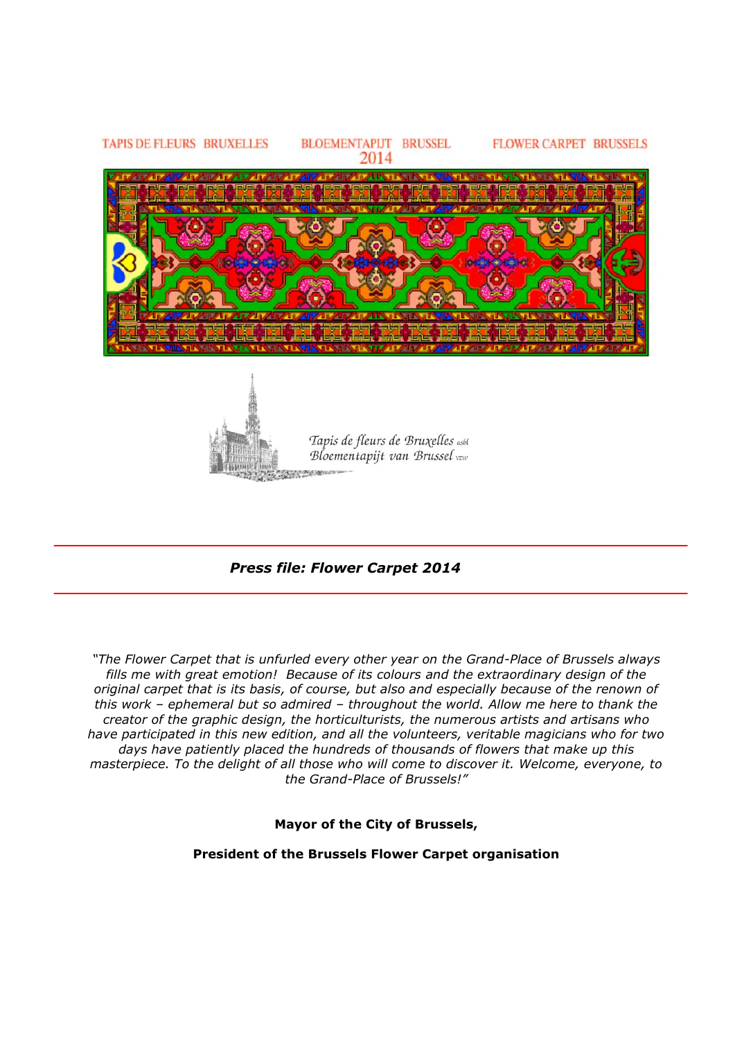TAPIS DE FLEURS BRUXELLES BLOEMENTAPIJT BRUSSEL FLOWER CARPET BRUSSELS

2014

Tapis de fleurs de Bruxelles asbl
Bloementapijt van Brussel vzw

---

***Press file: Flower Carpet 2014***

---

*"The Flower Carpet that is unfurled every other year on the Grand-Place of Brussels always fills me with great emotion! Because of its colours and the extraordinary design of the original carpet that is its basis, of course, but also and especially because of the renown of this work – ephemeral but so admired – throughout the world. Allow me here to thank the creator of the graphic design, the horticulturists, the numerous artists and artisans who have participated in this new edition, and all the volunteers, veritable magicians who for two days have patiently placed the hundreds of thousands of flowers that make up this masterpiece. To the delight of all those who will come to discover it. Welcome, everyone, to the Grand-Place of Brussels!"*

**Mayor of the City of Brussels,**

**President of the Brussels Flower Carpet organisation**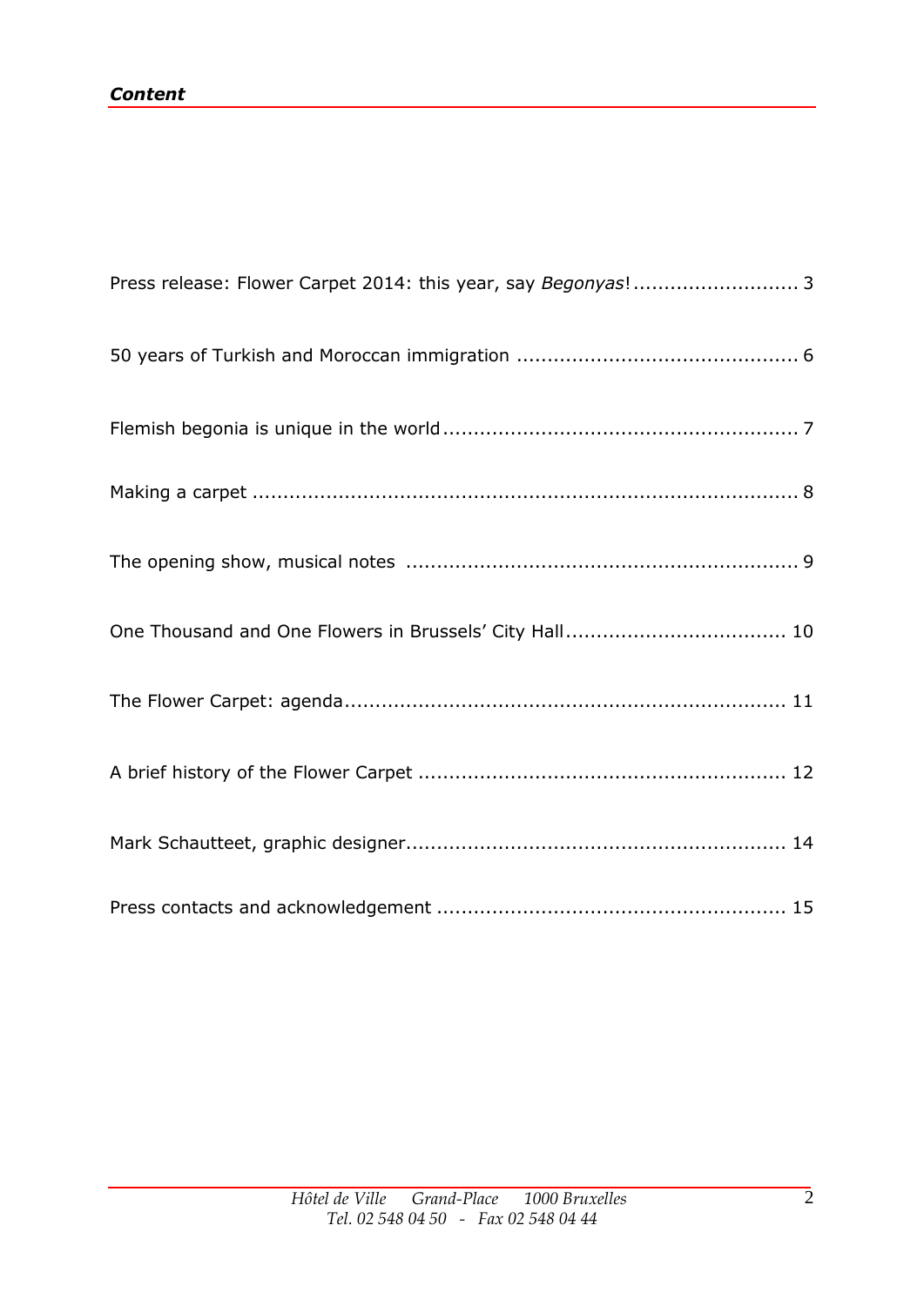***Content***

Press release: Flower Carpet 2014: this year, say *Begonyas*! .......................... 3

50 years of Turkish and Moroccan immigration ............................................ 6

Flemish begonia is unique in the world ........................................................ 7

Making a carpet ........................................................................................ 8

The opening show, musical notes ............................................................... 9

One Thousand and One Flowers in Brussels' City Hall ................................... 10

The Flower Carpet: agenda ...................................................................... 11

A brief history of the Flower Carpet .......................................................... 12

Mark Schautteet, graphic designer ............................................................ 14

Press contacts and acknowledgement ........................................................ 15

*Hôtel de Ville Grand-Place 1000 Bruxelles*
*Tel. 02 548 04 50 - Fax 02 548 04 44*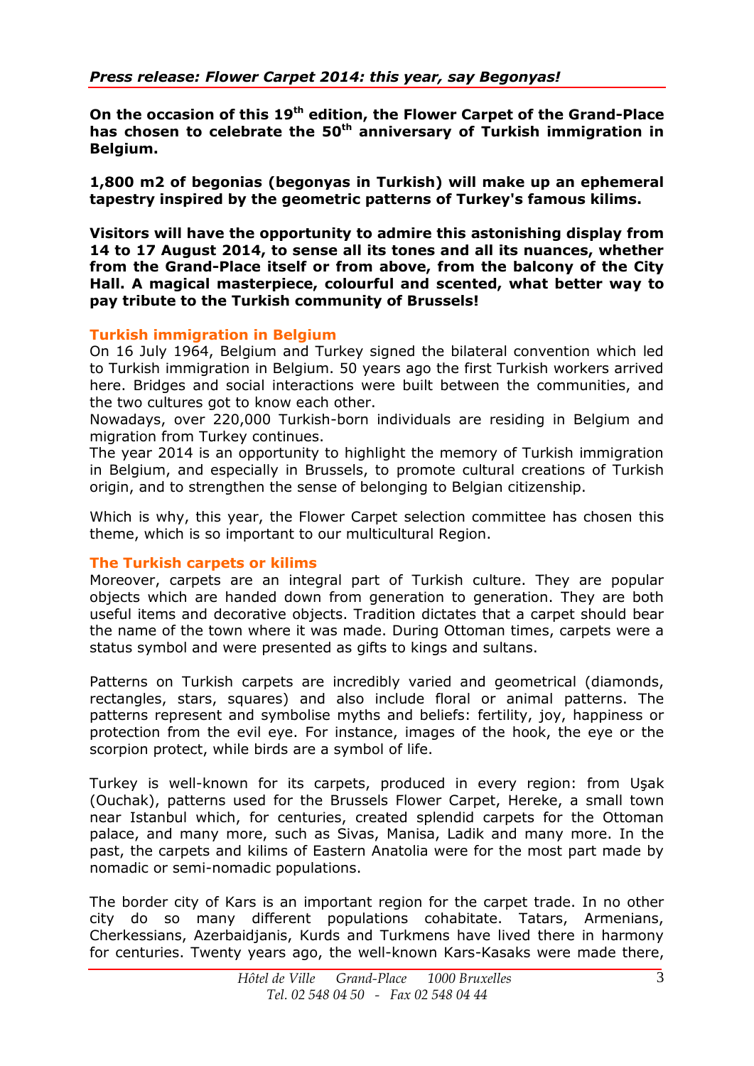*Press release: Flower Carpet 2014: this year, say Begonyas!*

**On the occasion of this 19th edition, the Flower Carpet of the Grand-Place has chosen to celebrate the 50th anniversary of Turkish immigration in Belgium.**

**1,800 m2 of begonias (begonyas in Turkish) will make up an ephemeral tapestry inspired by the geometric patterns of Turkey's famous kilims.**

**Visitors will have the opportunity to admire this astonishing display from 14 to 17 August 2014, to sense all its tones and all its nuances, whether from the Grand-Place itself or from above, from the balcony of the City Hall. A magical masterpiece, colourful and scented, what better way to pay tribute to the Turkish community of Brussels!**

## Turkish immigration in Belgium

On 16 July 1964, Belgium and Turkey signed the bilateral convention which led to Turkish immigration in Belgium. 50 years ago the first Turkish workers arrived here. Bridges and social interactions were built between the communities, and the two cultures got to know each other.

Nowadays, over 220,000 Turkish-born individuals are residing in Belgium and migration from Turkey continues.

The year 2014 is an opportunity to highlight the memory of Turkish immigration in Belgium, and especially in Brussels, to promote cultural creations of Turkish origin, and to strengthen the sense of belonging to Belgian citizenship.

Which is why, this year, the Flower Carpet selection committee has chosen this theme, which is so important to our multicultural Region.

## The Turkish carpets or kilims

Moreover, carpets are an integral part of Turkish culture. They are popular objects which are handed down from generation to generation. They are both useful items and decorative objects. Tradition dictates that a carpet should bear the name of the town where it was made. During Ottoman times, carpets were a status symbol and were presented as gifts to kings and sultans.

Patterns on Turkish carpets are incredibly varied and geometrical (diamonds, rectangles, stars, squares) and also include floral or animal patterns. The patterns represent and symbolise myths and beliefs: fertility, joy, happiness or protection from the evil eye. For instance, images of the hook, the eye or the scorpion protect, while birds are a symbol of life.

Turkey is well-known for its carpets, produced in every region: from Uşak (Ouchak), patterns used for the Brussels Flower Carpet, Hereke, a small town near Istanbul which, for centuries, created splendid carpets for the Ottoman palace, and many more, such as Sivas, Manisa, Ladik and many more. In the past, the carpets and kilims of Eastern Anatolia were for the most part made by nomadic or semi-nomadic populations.

The border city of Kars is an important region for the carpet trade. In no other city do so many different populations cohabitate. Tatars, Armenians, Cherkessians, Azerbaidjanis, Kurds and Turkmens have lived there in harmony for centuries. Twenty years ago, the well-known Kars-Kasaks were made there,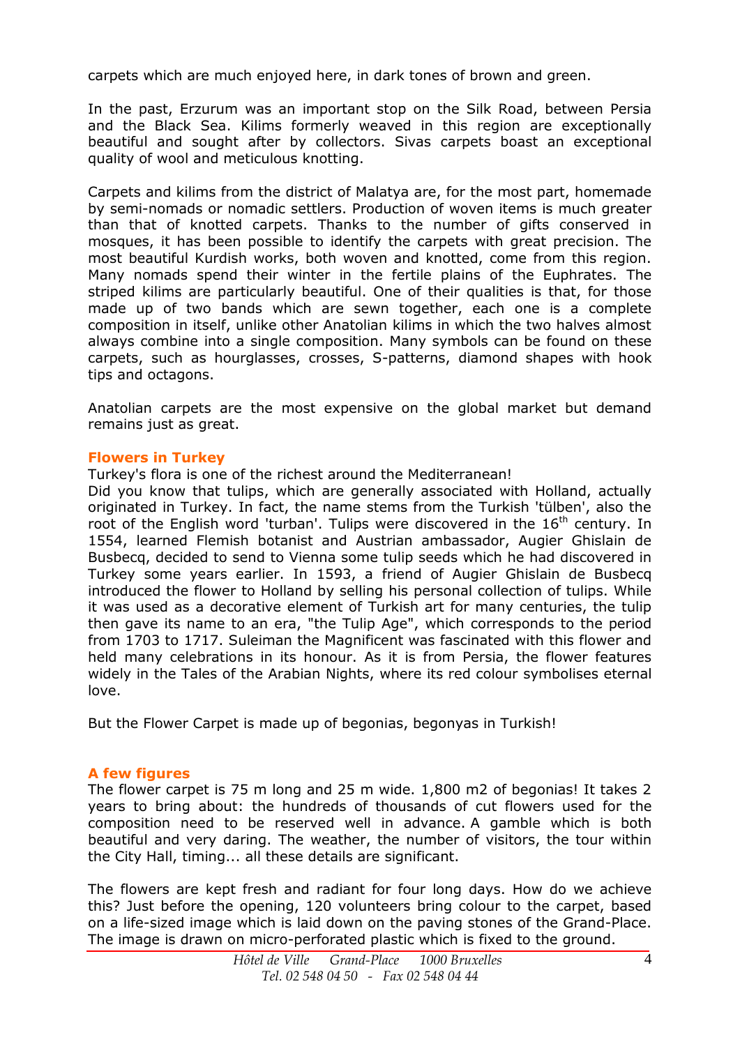carpets which are much enjoyed here, in dark tones of brown and green.

In the past, Erzurum was an important stop on the Silk Road, between Persia and the Black Sea. Kilims formerly weaved in this region are exceptionally beautiful and sought after by collectors. Sivas carpets boast an exceptional quality of wool and meticulous knotting.

Carpets and kilims from the district of Malatya are, for the most part, homemade by semi-nomads or nomadic settlers. Production of woven items is much greater than that of knotted carpets. Thanks to the number of gifts conserved in mosques, it has been possible to identify the carpets with great precision. The most beautiful Kurdish works, both woven and knotted, come from this region. Many nomads spend their winter in the fertile plains of the Euphrates. The striped kilims are particularly beautiful. One of their qualities is that, for those made up of two bands which are sewn together, each one is a complete composition in itself, unlike other Anatolian kilims in which the two halves almost always combine into a single composition. Many symbols can be found on these carpets, such as hourglasses, crosses, S-patterns, diamond shapes with hook tips and octagons.

Anatolian carpets are the most expensive on the global market but demand remains just as great.

### Flowers in Turkey

Turkey's flora is one of the richest around the Mediterranean!

Did you know that tulips, which are generally associated with Holland, actually originated in Turkey. In fact, the name stems from the Turkish 'tülben', also the root of the English word 'turban'. Tulips were discovered in the 16th century. In 1554, learned Flemish botanist and Austrian ambassador, Augier Ghislain de Busbecq, decided to send to Vienna some tulip seeds which he had discovered in Turkey some years earlier. In 1593, a friend of Augier Ghislain de Busbecq introduced the flower to Holland by selling his personal collection of tulips. While it was used as a decorative element of Turkish art for many centuries, the tulip then gave its name to an era, "the Tulip Age", which corresponds to the period from 1703 to 1717. Suleiman the Magnificent was fascinated with this flower and held many celebrations in its honour. As it is from Persia, the flower features widely in the Tales of the Arabian Nights, where its red colour symbolises eternal love.

But the Flower Carpet is made up of begonias, begonyas in Turkish!

### A few figures

The flower carpet is 75 m long and 25 m wide. 1,800 m2 of begonias! It takes 2 years to bring about: the hundreds of thousands of cut flowers used for the composition need to be reserved well in advance. A gamble which is both beautiful and very daring. The weather, the number of visitors, the tour within the City Hall, timing... all these details are significant.

The flowers are kept fresh and radiant for four long days. How do we achieve this? Just before the opening, 120 volunteers bring colour to the carpet, based on a life-sized image which is laid down on the paving stones of the Grand-Place. The image is drawn on micro-perforated plastic which is fixed to the ground.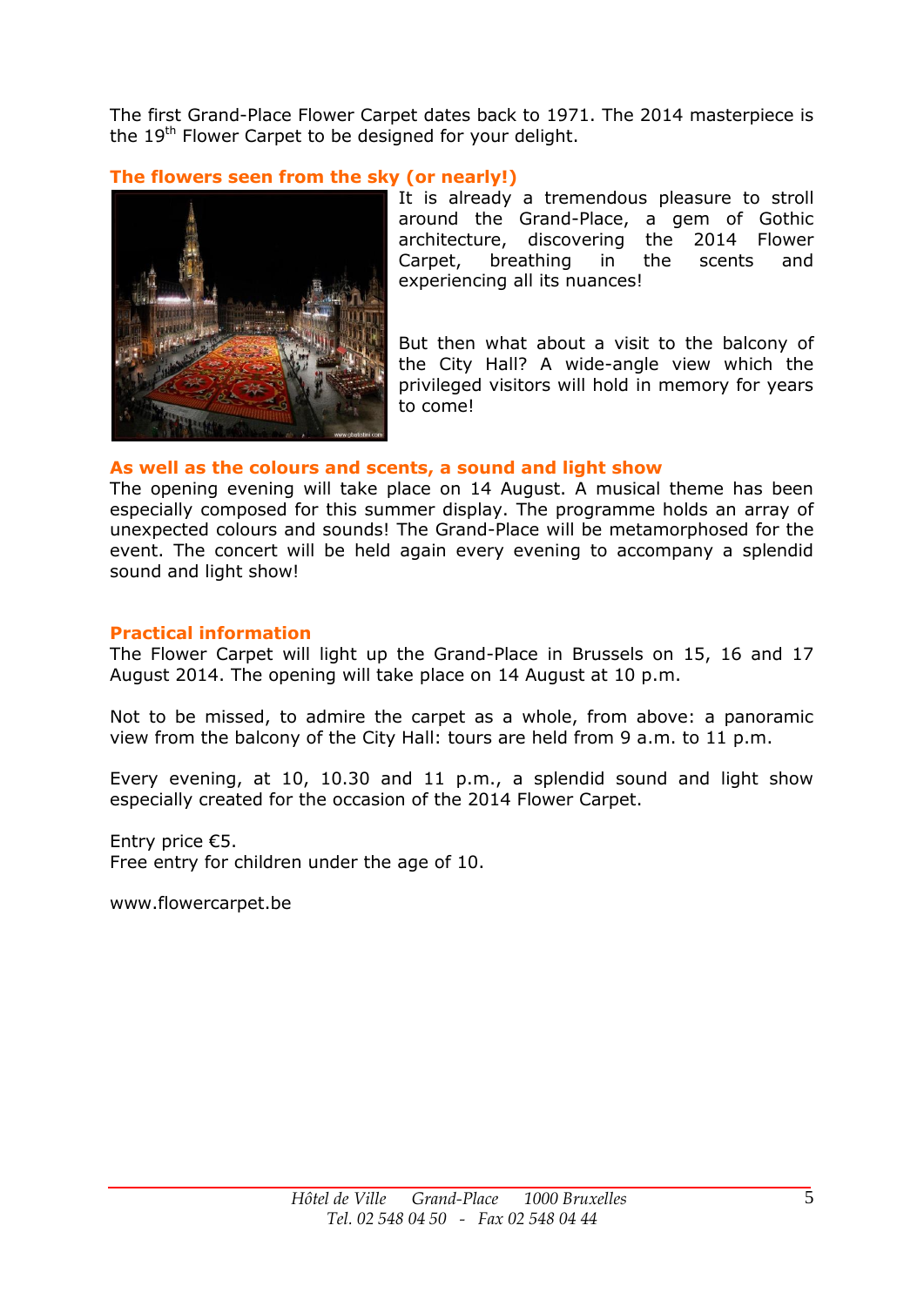The first Grand-Place Flower Carpet dates back to 1971. The 2014 masterpiece is the 19th Flower Carpet to be designed for your delight.

## The flowers seen from the sky (or nearly!)

It is already a tremendous pleasure to stroll around the Grand-Place, a gem of Gothic architecture, discovering the 2014 Flower Carpet, breathing in the scents and experiencing all its nuances!

But then what about a visit to the balcony of the City Hall? A wide-angle view which the privileged visitors will hold in memory for years to come!

## As well as the colours and scents, a sound and light show

The opening evening will take place on 14 August. A musical theme has been especially composed for this summer display. The programme holds an array of unexpected colours and sounds! The Grand-Place will be metamorphosed for the event. The concert will be held again every evening to accompany a splendid sound and light show!

## Practical information

The Flower Carpet will light up the Grand-Place in Brussels on 15, 16 and 17 August 2014. The opening will take place on 14 August at 10 p.m.

Not to be missed, to admire the carpet as a whole, from above: a panoramic view from the balcony of the City Hall: tours are held from 9 a.m. to 11 p.m.

Every evening, at 10, 10.30 and 11 p.m., a splendid sound and light show especially created for the occasion of the 2014 Flower Carpet.

Entry price €5.
Free entry for children under the age of 10.

www.flowercarpet.be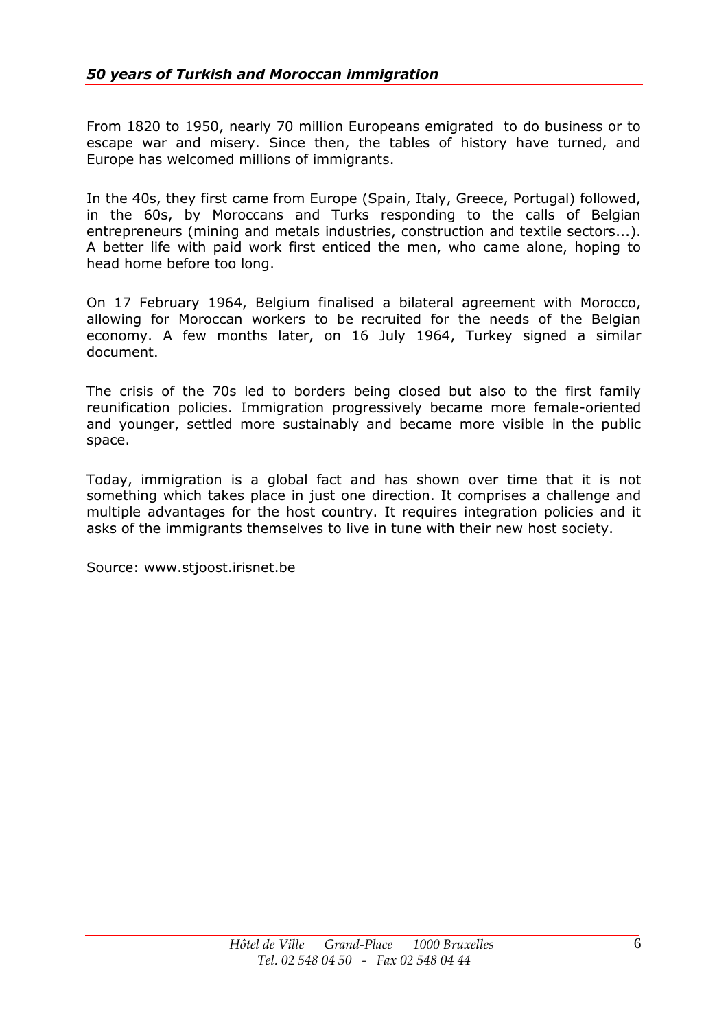## *50 years of Turkish and Moroccan immigration*

From 1820 to 1950, nearly 70 million Europeans emigrated to do business or to escape war and misery. Since then, the tables of history have turned, and Europe has welcomed millions of immigrants.

In the 40s, they first came from Europe (Spain, Italy, Greece, Portugal) followed, in the 60s, by Moroccans and Turks responding to the calls of Belgian entrepreneurs (mining and metals industries, construction and textile sectors...). A better life with paid work first enticed the men, who came alone, hoping to head home before too long.

On 17 February 1964, Belgium finalised a bilateral agreement with Morocco, allowing for Moroccan workers to be recruited for the needs of the Belgian economy. A few months later, on 16 July 1964, Turkey signed a similar document.

The crisis of the 70s led to borders being closed but also to the first family reunification policies. Immigration progressively became more female-oriented and younger, settled more sustainably and became more visible in the public space.

Today, immigration is a global fact and has shown over time that it is not something which takes place in just one direction. It comprises a challenge and multiple advantages for the host country. It requires integration policies and it asks of the immigrants themselves to live in tune with their new host society.

Source: www.stjoost.irisnet.be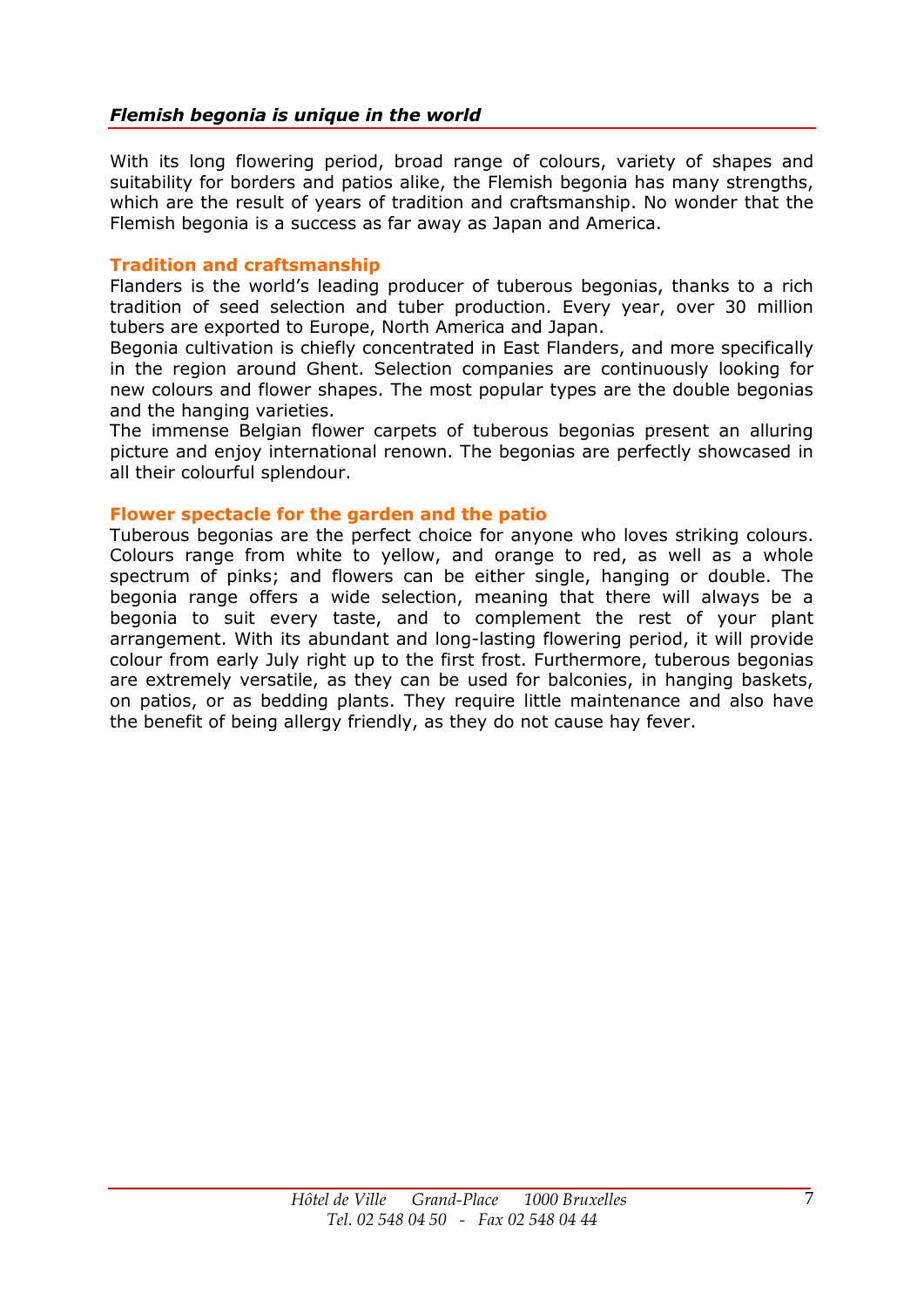## *Flemish begonia is unique in the world*

With its long flowering period, broad range of colours, variety of shapes and suitability for borders and patios alike, the Flemish begonia has many strengths, which are the result of years of tradition and craftsmanship. No wonder that the Flemish begonia is a success as far away as Japan and America.

### Tradition and craftsmanship

Flanders is the world's leading producer of tuberous begonias, thanks to a rich tradition of seed selection and tuber production. Every year, over 30 million tubers are exported to Europe, North America and Japan.

Begonia cultivation is chiefly concentrated in East Flanders, and more specifically in the region around Ghent. Selection companies are continuously looking for new colours and flower shapes. The most popular types are the double begonias and the hanging varieties.

The immense Belgian flower carpets of tuberous begonias present an alluring picture and enjoy international renown. The begonias are perfectly showcased in all their colourful splendour.

### Flower spectacle for the garden and the patio

Tuberous begonias are the perfect choice for anyone who loves striking colours. Colours range from white to yellow, and orange to red, as well as a whole spectrum of pinks; and flowers can be either single, hanging or double. The begonia range offers a wide selection, meaning that there will always be a begonia to suit every taste, and to complement the rest of your plant arrangement. With its abundant and long-lasting flowering period, it will provide colour from early July right up to the first frost. Furthermore, tuberous begonias are extremely versatile, as they can be used for balconies, in hanging baskets, on patios, or as bedding plants. They require little maintenance and also have the benefit of being allergy friendly, as they do not cause hay fever.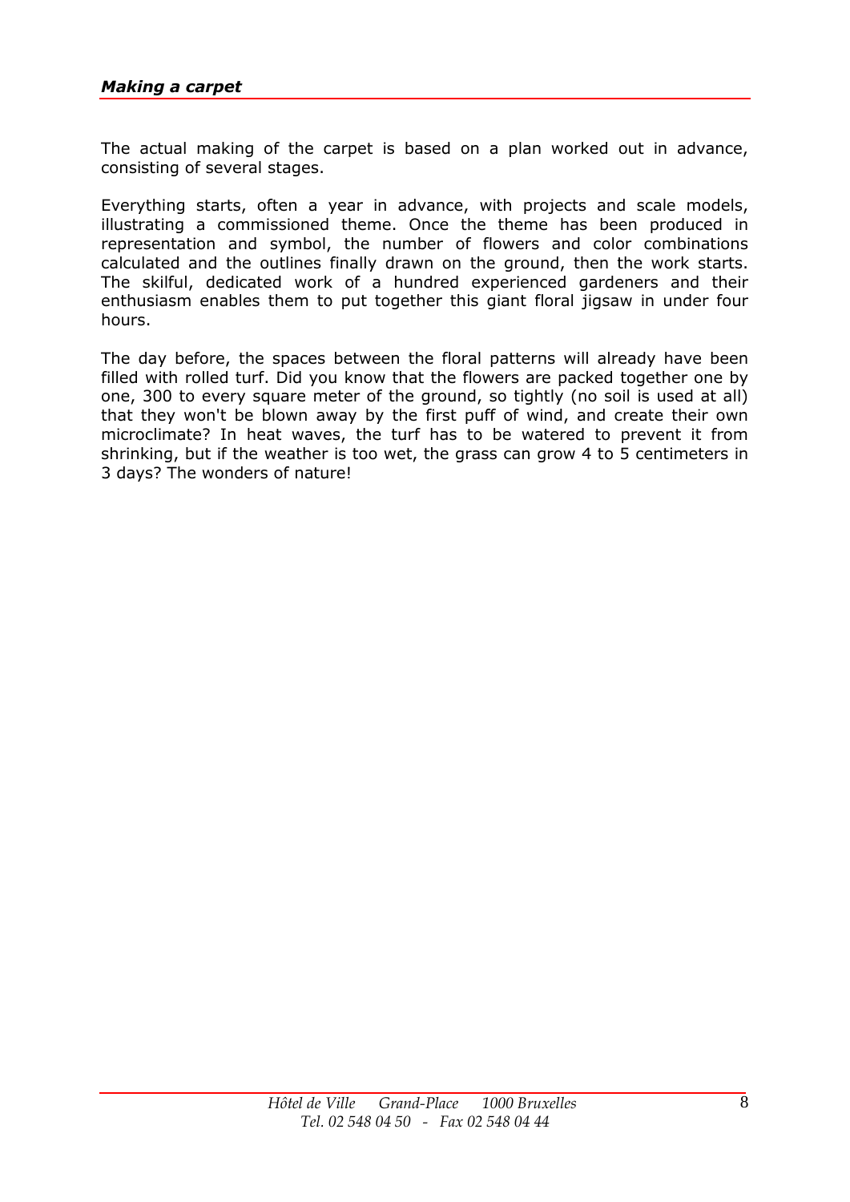## *Making a carpet*

The actual making of the carpet is based on a plan worked out in advance, consisting of several stages.

Everything starts, often a year in advance, with projects and scale models, illustrating a commissioned theme. Once the theme has been produced in representation and symbol, the number of flowers and color combinations calculated and the outlines finally drawn on the ground, then the work starts. The skilful, dedicated work of a hundred experienced gardeners and their enthusiasm enables them to put together this giant floral jigsaw in under four hours.

The day before, the spaces between the floral patterns will already have been filled with rolled turf. Did you know that the flowers are packed together one by one, 300 to every square meter of the ground, so tightly (no soil is used at all) that they won't be blown away by the first puff of wind, and create their own microclimate? In heat waves, the turf has to be watered to prevent it from shrinking, but if the weather is too wet, the grass can grow 4 to 5 centimeters in 3 days? The wonders of nature!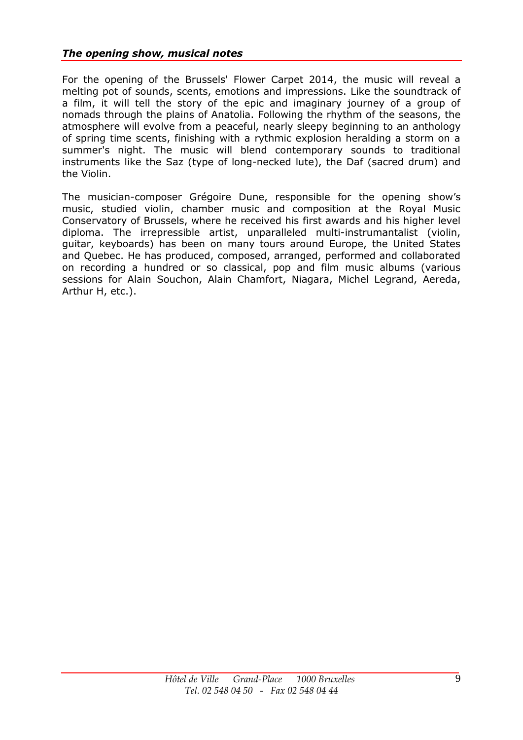## *The opening show, musical notes*

For the opening of the Brussels' Flower Carpet 2014, the music will reveal a melting pot of sounds, scents, emotions and impressions. Like the soundtrack of a film, it will tell the story of the epic and imaginary journey of a group of nomads through the plains of Anatolia. Following the rhythm of the seasons, the atmosphere will evolve from a peaceful, nearly sleepy beginning to an anthology of spring time scents, finishing with a rythmic explosion heralding a storm on a summer's night. The music will blend contemporary sounds to traditional instruments like the Saz (type of long-necked lute), the Daf (sacred drum) and the Violin.

The musician-composer Grégoire Dune, responsible for the opening show's music, studied violin, chamber music and composition at the Royal Music Conservatory of Brussels, where he received his first awards and his higher level diploma. The irrepressible artist, unparalleled multi-instrumantalist (violin, guitar, keyboards) has been on many tours around Europe, the United States and Quebec. He has produced, composed, arranged, performed and collaborated on recording a hundred or so classical, pop and film music albums (various sessions for Alain Souchon, Alain Chamfort, Niagara, Michel Legrand, Aereda, Arthur H, etc.).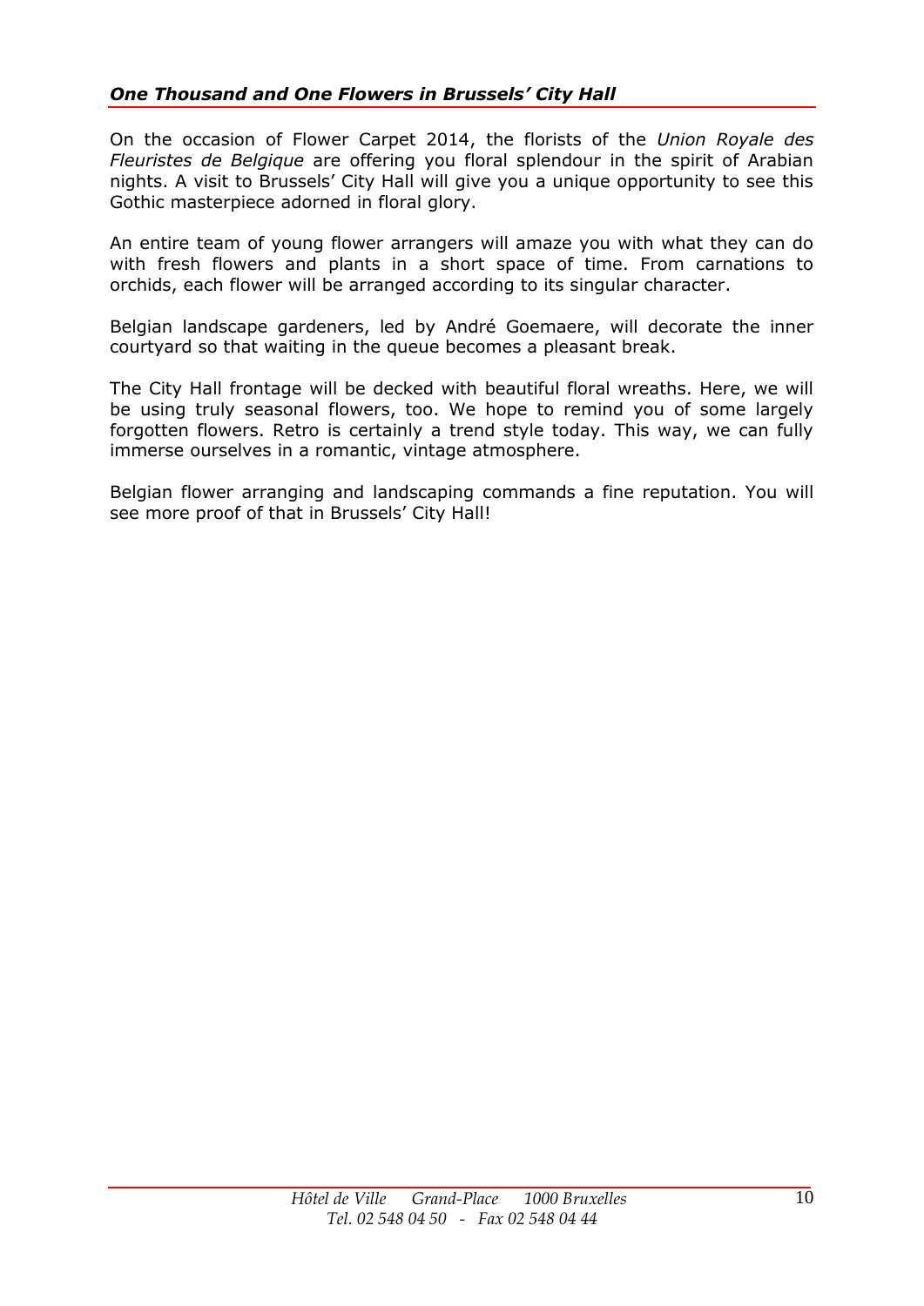## *One Thousand and One Flowers in Brussels' City Hall*

On the occasion of Flower Carpet 2014, the florists of the *Union Royale des Fleuristes de Belgique* are offering you floral splendour in the spirit of Arabian nights. A visit to Brussels' City Hall will give you a unique opportunity to see this Gothic masterpiece adorned in floral glory.

An entire team of young flower arrangers will amaze you with what they can do with fresh flowers and plants in a short space of time. From carnations to orchids, each flower will be arranged according to its singular character.

Belgian landscape gardeners, led by André Goemaere, will decorate the inner courtyard so that waiting in the queue becomes a pleasant break.

The City Hall frontage will be decked with beautiful floral wreaths. Here, we will be using truly seasonal flowers, too. We hope to remind you of some largely forgotten flowers. Retro is certainly a trend style today. This way, we can fully immerse ourselves in a romantic, vintage atmosphere.

Belgian flower arranging and landscaping commands a fine reputation. You will see more proof of that in Brussels' City Hall!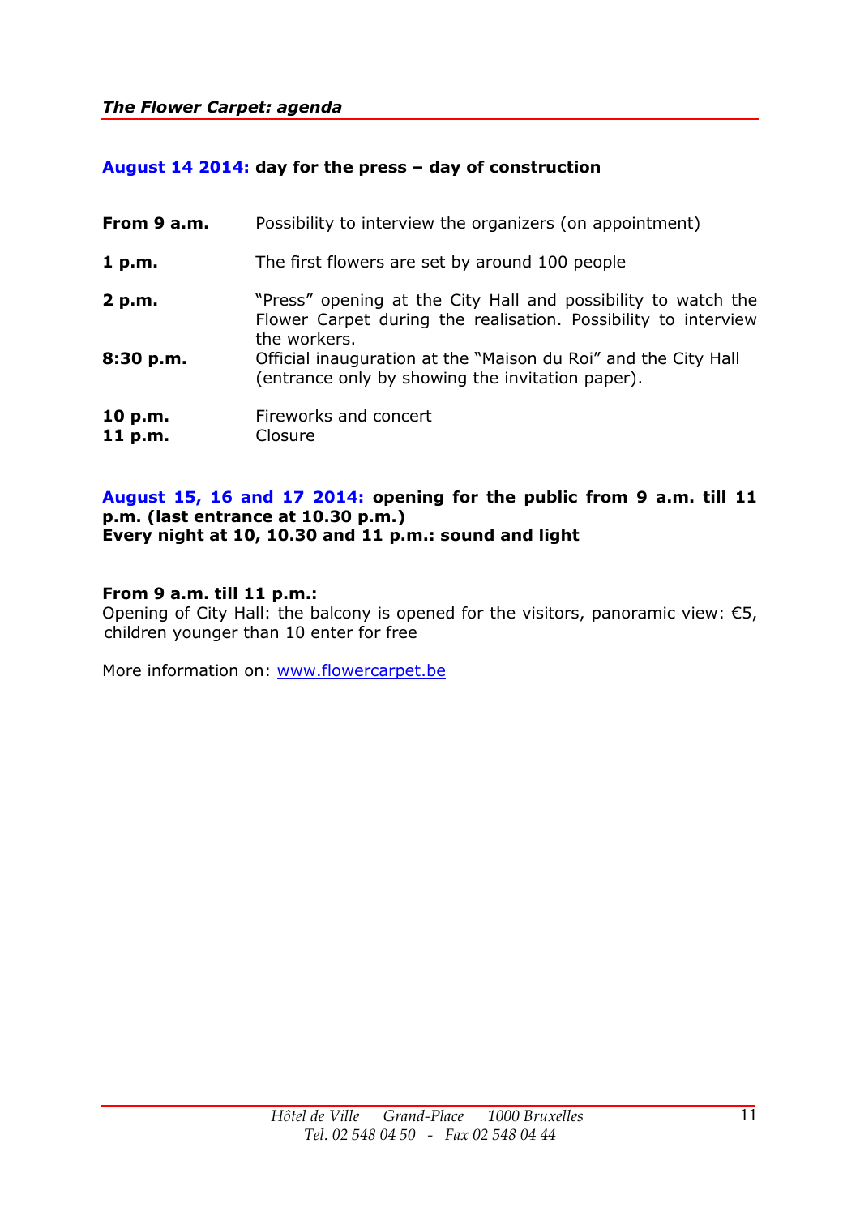*The Flower Carpet: agenda*

**August 14 2014: day for the press – day of construction**

| | |
|---|---|
| **From 9 a.m.** | Possibility to interview the organizers (on appointment) |
| **1 p.m.** | The first flowers are set by around 100 people |
| **2 p.m.** | "Press" opening at the City Hall and possibility to watch the Flower Carpet during the realisation. Possibility to interview the workers. |
| **8:30 p.m.** | Official inauguration at the "Maison du Roi" and the City Hall (entrance only by showing the invitation paper). |
| **10 p.m.** | Fireworks and concert |
| **11 p.m.** | Closure |

**August 15, 16 and 17 2014: opening for the public from 9 a.m. till 11 p.m. (last entrance at 10.30 p.m.)**
**Every night at 10, 10.30 and 11 p.m.: sound and light**

**From 9 a.m. till 11 p.m.:**
Opening of City Hall: the balcony is opened for the visitors, panoramic view: €5, children younger than 10 enter for free

More information on: www.flowercarpet.be

*Hôtel de Ville Grand-Place 1000 Bruxelles*
*Tel. 02 548 04 50 - Fax 02 548 04 44*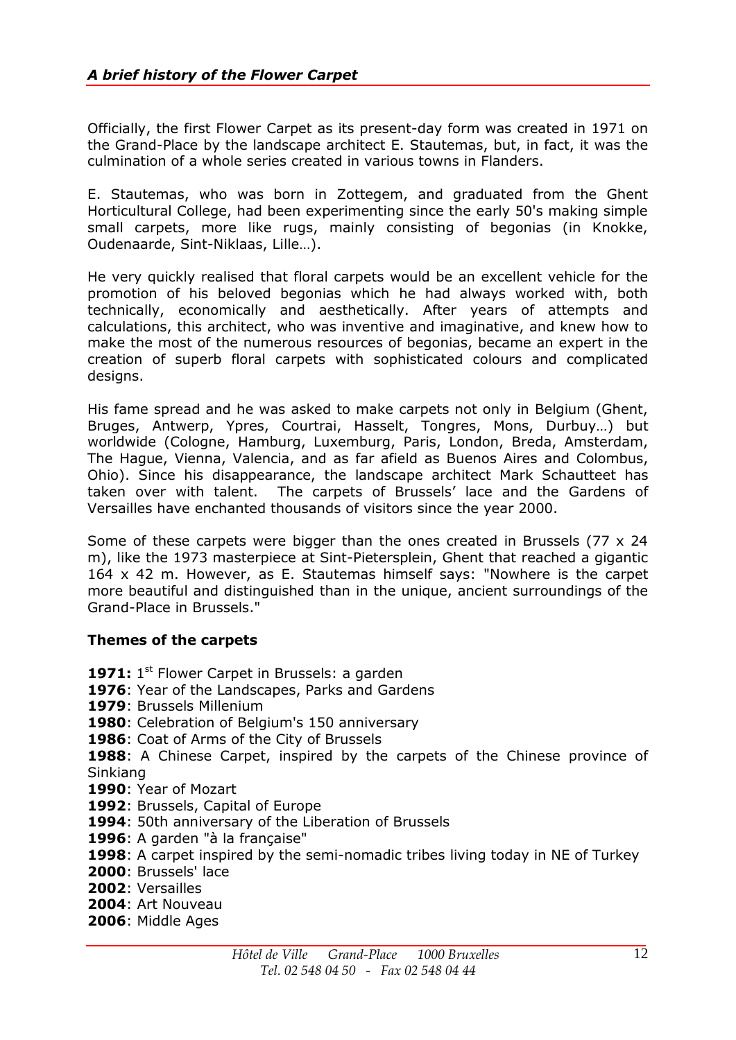## *A brief history of the Flower Carpet*

Officially, the first Flower Carpet as its present-day form was created in 1971 on the Grand-Place by the landscape architect E. Stautemas, but, in fact, it was the culmination of a whole series created in various towns in Flanders.

E. Stautemas, who was born in Zottegem, and graduated from the Ghent Horticultural College, had been experimenting since the early 50's making simple small carpets, more like rugs, mainly consisting of begonias (in Knokke, Oudenaarde, Sint-Niklaas, Lille…).

He very quickly realised that floral carpets would be an excellent vehicle for the promotion of his beloved begonias which he had always worked with, both technically, economically and aesthetically. After years of attempts and calculations, this architect, who was inventive and imaginative, and knew how to make the most of the numerous resources of begonias, became an expert in the creation of superb floral carpets with sophisticated colours and complicated designs.

His fame spread and he was asked to make carpets not only in Belgium (Ghent, Bruges, Antwerp, Ypres, Courtrai, Hasselt, Tongres, Mons, Durbuy…) but worldwide (Cologne, Hamburg, Luxemburg, Paris, London, Breda, Amsterdam, The Hague, Vienna, Valencia, and as far afield as Buenos Aires and Colombus, Ohio). Since his disappearance, the landscape architect Mark Schautteet has taken over with talent. The carpets of Brussels' lace and the Gardens of Versailles have enchanted thousands of visitors since the year 2000.

Some of these carpets were bigger than the ones created in Brussels (77 x 24 m), like the 1973 masterpiece at Sint-Pietersplein, Ghent that reached a gigantic 164 x 42 m. However, as E. Stautemas himself says: "Nowhere is the carpet more beautiful and distinguished than in the unique, ancient surroundings of the Grand-Place in Brussels."

### Themes of the carpets

**1971:** 1st Flower Carpet in Brussels: a garden
**1976**: Year of the Landscapes, Parks and Gardens
**1979**: Brussels Millenium
**1980**: Celebration of Belgium's 150 anniversary
**1986**: Coat of Arms of the City of Brussels
**1988**: A Chinese Carpet, inspired by the carpets of the Chinese province of Sinkiang
**1990**: Year of Mozart
**1992**: Brussels, Capital of Europe
**1994**: 50th anniversary of the Liberation of Brussels
**1996**: A garden "à la française"
**1998**: A carpet inspired by the semi-nomadic tribes living today in NE of Turkey
**2000**: Brussels' lace
**2002**: Versailles
**2004**: Art Nouveau
**2006**: Middle Ages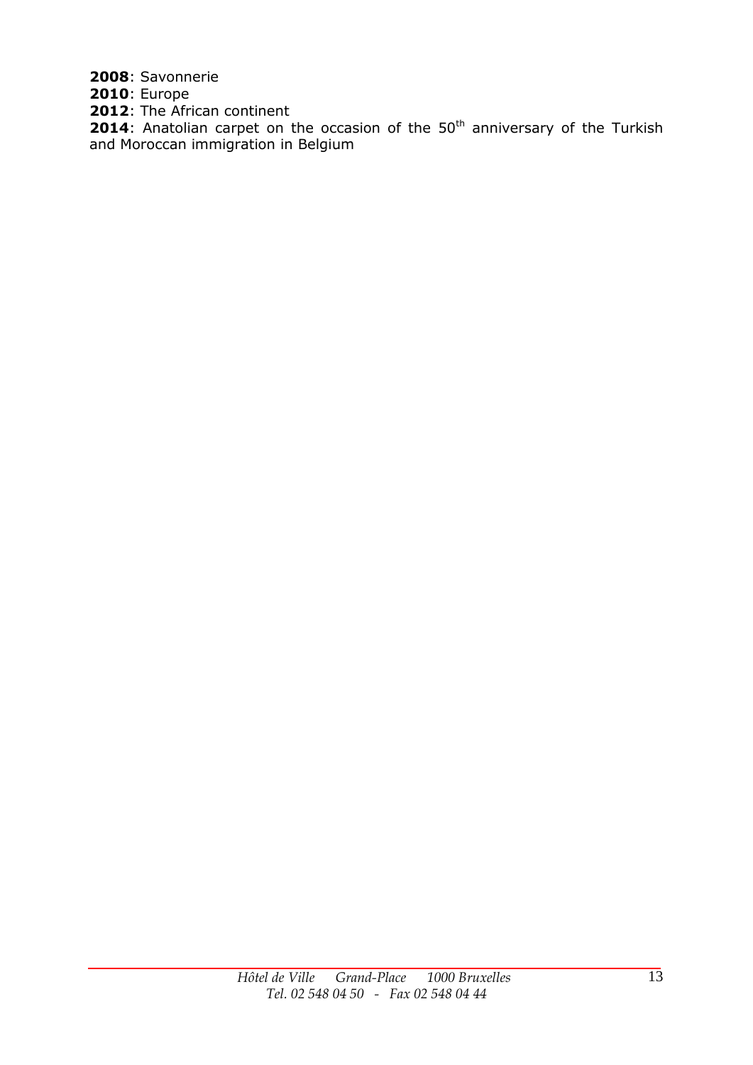**2008**: Savonnerie
**2010**: Europe
**2012**: The African continent
**2014**: Anatolian carpet on the occasion of the 50$^{th}$ anniversary of the Turkish and Moroccan immigration in Belgium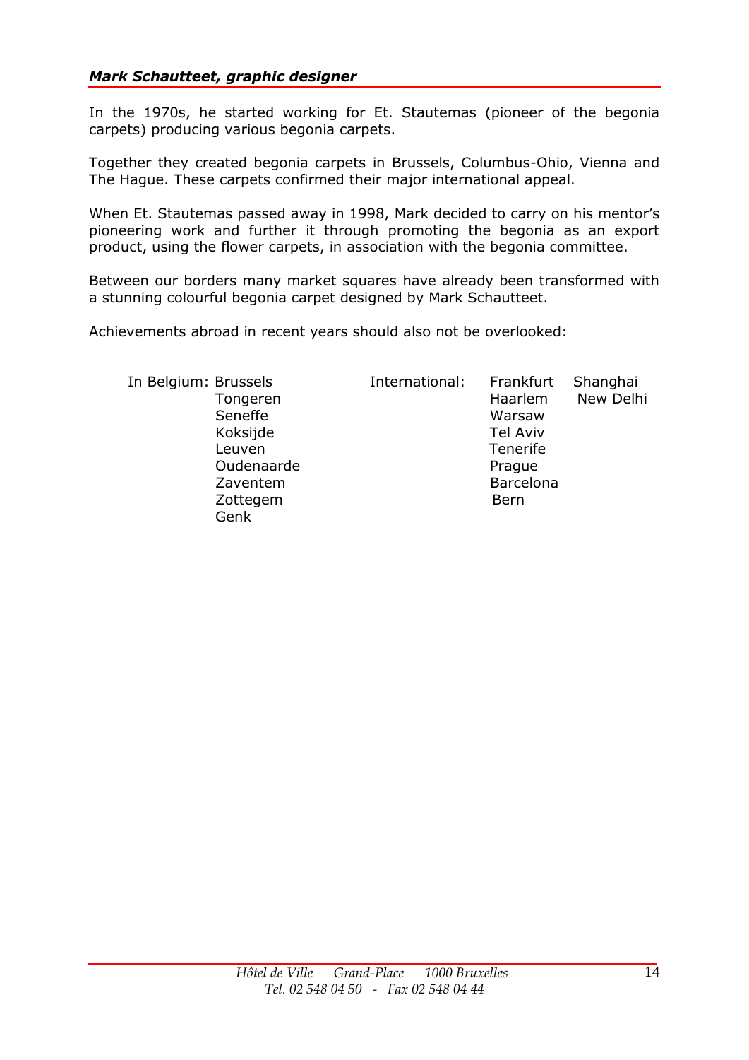### *Mark Schautteet, graphic designer*

In the 1970s, he started working for Et. Stautemas (pioneer of the begonia carpets) producing various begonia carpets.

Together they created begonia carpets in Brussels, Columbus-Ohio, Vienna and The Hague. These carpets confirmed their major international appeal.

When Et. Stautemas passed away in 1998, Mark decided to carry on his mentor's pioneering work and further it through promoting the begonia as an export product, using the flower carpets, in association with the begonia committee.

Between our borders many market squares have already been transformed with a stunning colourful begonia carpet designed by Mark Schautteet.

Achievements abroad in recent years should also not be overlooked:

| In Belgium: | International: | |
|---|---|---|
| Brussels | Frankfurt | Shanghai |
| Tongeren | Haarlem | New Delhi |
| Seneffe | Warsaw | |
| Koksijde | Tel Aviv | |
| Leuven | Tenerife | |
| Oudenaarde | Prague | |
| Zaventem | Barcelona | |
| Zottegem | Bern | |
| Genk | | |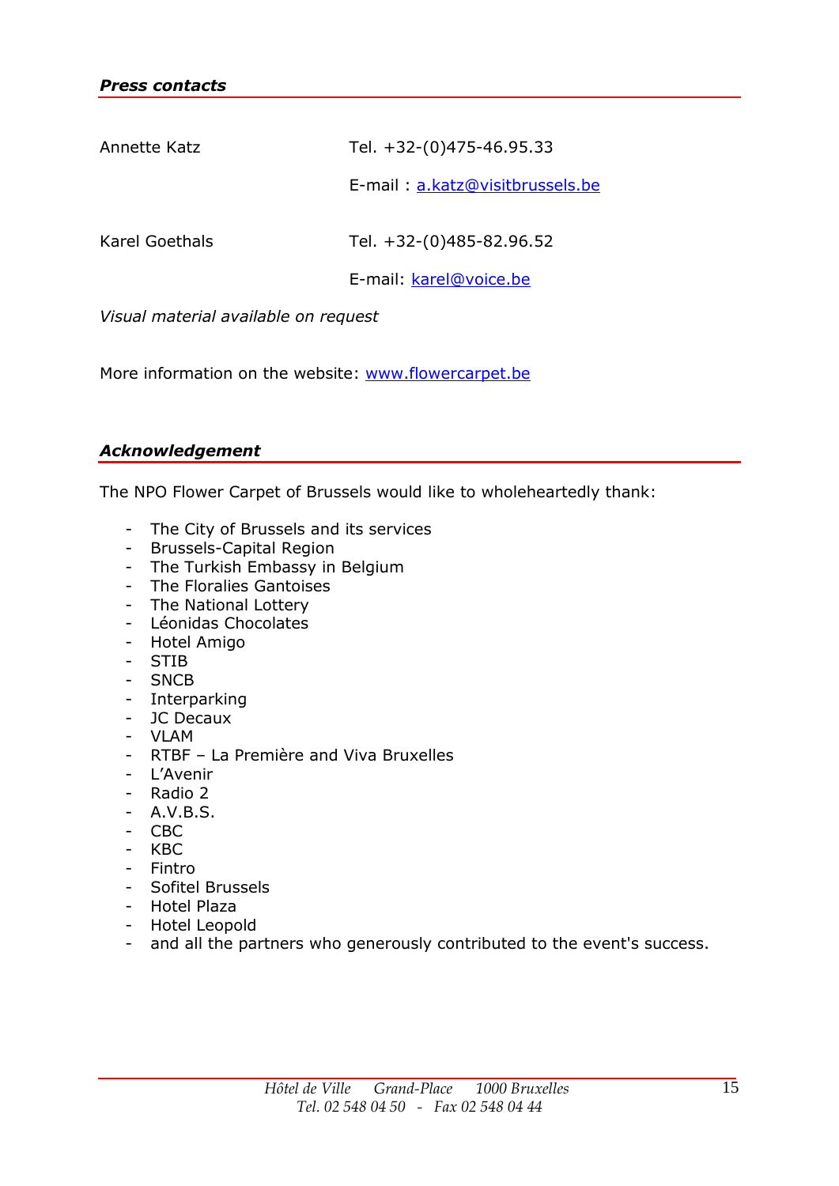### ***Press contacts***

| | |
|---|---|
| Annette Katz | Tel. +32-(0)475-46.95.33<br>E-mail : a.katz@visitbrussels.be |
| Karel Goethals | Tel. +32-(0)485-82.96.52<br>E-mail: karel@voice.be |

*Visual material available on request*

More information on the website: www.flowercarpet.be

### ***Acknowledgement***

The NPO Flower Carpet of Brussels would like to wholeheartedly thank:

- The City of Brussels and its services
- Brussels-Capital Region
- The Turkish Embassy in Belgium
- The Floralies Gantoises
- The National Lottery
- Léonidas Chocolates
- Hotel Amigo
- STIB
- SNCB
- Interparking
- JC Decaux
- VLAM
- RTBF – La Première and Viva Bruxelles
- L'Avenir
- Radio 2
- A.V.B.S.
- CBC
- KBC
- Fintro
- Sofitel Brussels
- Hotel Plaza
- Hotel Leopold
- and all the partners who generously contributed to the event's success.